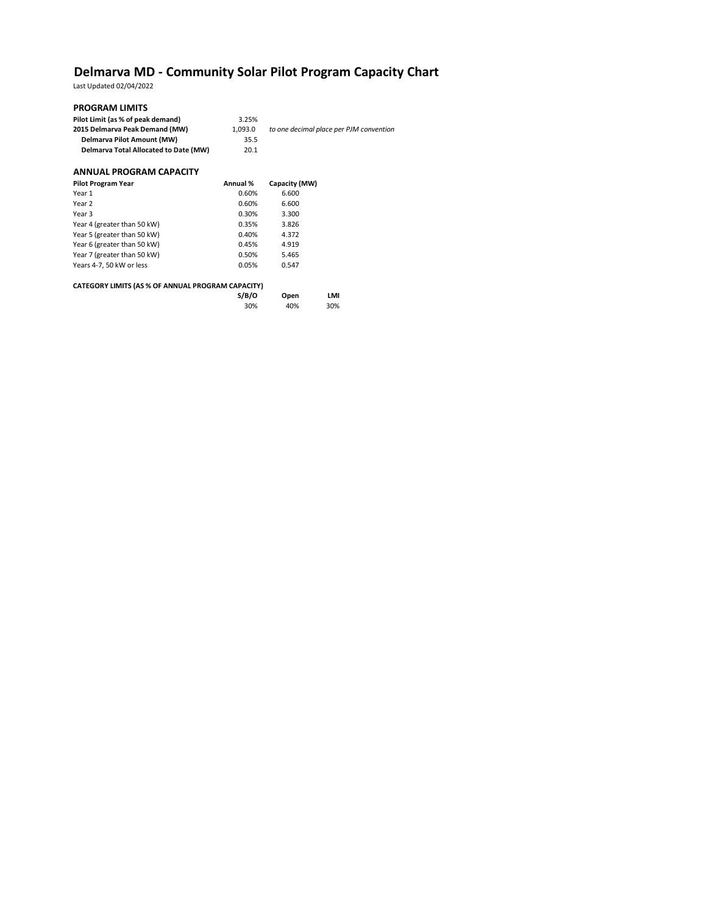# Delmarva MD - Community Solar Pilot Program Capacity Chart

Last Updated 02/04/2022

## PROGRAM LIMITS

| | | |
|---|---|---|
| **Pilot Limit (as % of peak demand)** | 3.25% | |
| **2015 Delmarva Peak Demand (MW)** | 1,093.0 | *to one decimal place per PJM convention* |
| **Delmarva Pilot Amount (MW)** | 35.5 | |
| **Delmarva Total Allocated to Date (MW)** | 20.1 | |

## ANNUAL PROGRAM CAPACITY

| Pilot Program Year | Annual % | Capacity (MW) |
|---|---|---|
| Year 1 | 0.60% | 6.600 |
| Year 2 | 0.60% | 6.600 |
| Year 3 | 0.30% | 3.300 |
| Year 4 (greater than 50 kW) | 0.35% | 3.826 |
| Year 5 (greater than 50 kW) | 0.40% | 4.372 |
| Year 6 (greater than 50 kW) | 0.45% | 4.919 |
| Year 7 (greater than 50 kW) | 0.50% | 5.465 |
| Years 4-7, 50 kW or less | 0.05% | 0.547 |

### CATEGORY LIMITS (AS % OF ANNUAL PROGRAM CAPACITY)

| S/B/O | Open | LMI |
|---|---|---|
| 30% | 40% | 30% |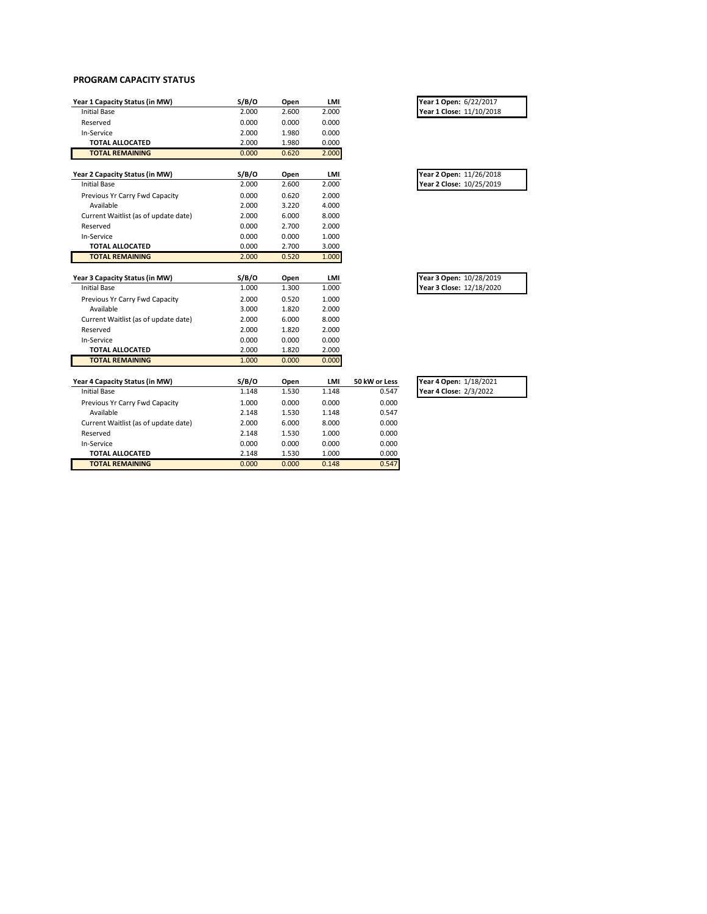## PROGRAM CAPACITY STATUS

| Year 1 Capacity Status (in MW) | S/B/O | Open | LMI |
|---|---|---|---|
| Initial Base | 2.000 | 2.600 | 2.000 |
| Reserved | 0.000 | 0.000 | 0.000 |
| In-Service | 2.000 | 1.980 | 0.000 |
| **TOTAL ALLOCATED** | 2.000 | 1.980 | 0.000 |
| **TOTAL REMAINING** | 0.000 | 0.620 | 2.000 |

**Year 1 Open:** 6/22/2017
**Year 1 Close:** 11/10/2018

| Year 2 Capacity Status (in MW) | S/B/O | Open | LMI |
|---|---|---|---|
| Initial Base | 2.000 | 2.600 | 2.000 |
| Previous Yr Carry Fwd Capacity | 0.000 | 0.620 | 2.000 |
| Available | 2.000 | 3.220 | 4.000 |
| Current Waitlist (as of update date) | 2.000 | 6.000 | 8.000 |
| Reserved | 0.000 | 2.700 | 2.000 |
| In-Service | 0.000 | 0.000 | 1.000 |
| **TOTAL ALLOCATED** | 0.000 | 2.700 | 3.000 |
| **TOTAL REMAINING** | 2.000 | 0.520 | 1.000 |

**Year 2 Open:** 11/26/2018
**Year 2 Close:** 10/25/2019

| Year 3 Capacity Status (in MW) | S/B/O | Open | LMI |
|---|---|---|---|
| Initial Base | 1.000 | 1.300 | 1.000 |
| Previous Yr Carry Fwd Capacity | 2.000 | 0.520 | 1.000 |
| Available | 3.000 | 1.820 | 2.000 |
| Current Waitlist (as of update date) | 2.000 | 6.000 | 8.000 |
| Reserved | 2.000 | 1.820 | 2.000 |
| In-Service | 0.000 | 0.000 | 0.000 |
| **TOTAL ALLOCATED** | 2.000 | 1.820 | 2.000 |
| **TOTAL REMAINING** | 1.000 | 0.000 | 0.000 |

**Year 3 Open:** 10/28/2019
**Year 3 Close:** 12/18/2020

| Year 4 Capacity Status (in MW) | S/B/O | Open | LMI | 50 kW or Less |
|---|---|---|---|---|
| Initial Base | 1.148 | 1.530 | 1.148 | 0.547 |
| Previous Yr Carry Fwd Capacity | 1.000 | 0.000 | 0.000 | 0.000 |
| Available | 2.148 | 1.530 | 1.148 | 0.547 |
| Current Waitlist (as of update date) | 2.000 | 6.000 | 8.000 | 0.000 |
| Reserved | 2.148 | 1.530 | 1.000 | 0.000 |
| In-Service | 0.000 | 0.000 | 0.000 | 0.000 |
| **TOTAL ALLOCATED** | 2.148 | 1.530 | 1.000 | 0.000 |
| **TOTAL REMAINING** | 0.000 | 0.000 | 0.148 | 0.547 |

**Year 4 Open:** 1/18/2021
**Year 4 Close:** 2/3/2022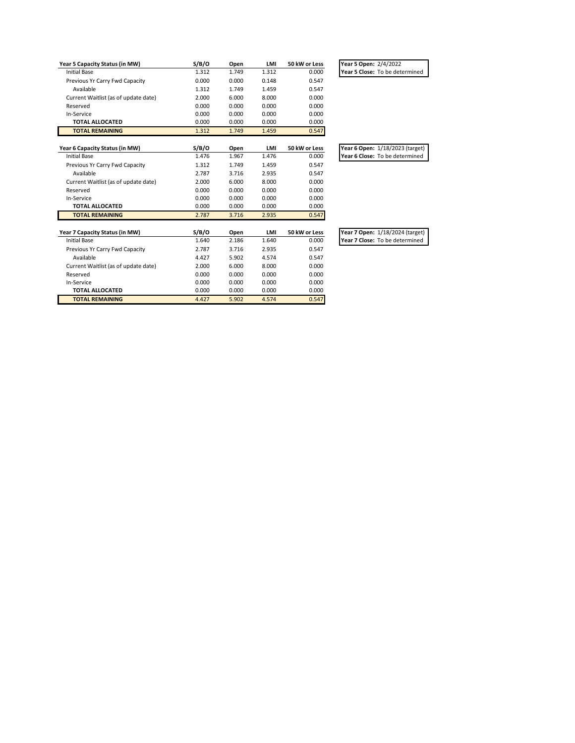| Year 5 Capacity Status (in MW) | S/B/O | Open | LMI | 50 kW or Less |
|---|---|---|---|---|
| Initial Base | 1.312 | 1.749 | 1.312 | 0.000 |
| Previous Yr Carry Fwd Capacity | 0.000 | 0.000 | 0.148 | 0.547 |
| Available | 1.312 | 1.749 | 1.459 | 0.547 |
| Current Waitlist (as of update date) | 2.000 | 6.000 | 8.000 | 0.000 |
| Reserved | 0.000 | 0.000 | 0.000 | 0.000 |
| In-Service | 0.000 | 0.000 | 0.000 | 0.000 |
| **TOTAL ALLOCATED** | 0.000 | 0.000 | 0.000 | 0.000 |
| **TOTAL REMAINING** | 1.312 | 1.749 | 1.459 | 0.547 |

**Year 5 Open:** 2/4/2022
**Year 5 Close:** To be determined

| Year 6 Capacity Status (in MW) | S/B/O | Open | LMI | 50 kW or Less |
|---|---|---|---|---|
| Initial Base | 1.476 | 1.967 | 1.476 | 0.000 |
| Previous Yr Carry Fwd Capacity | 1.312 | 1.749 | 1.459 | 0.547 |
| Available | 2.787 | 3.716 | 2.935 | 0.547 |
| Current Waitlist (as of update date) | 2.000 | 6.000 | 8.000 | 0.000 |
| Reserved | 0.000 | 0.000 | 0.000 | 0.000 |
| In-Service | 0.000 | 0.000 | 0.000 | 0.000 |
| **TOTAL ALLOCATED** | 0.000 | 0.000 | 0.000 | 0.000 |
| **TOTAL REMAINING** | 2.787 | 3.716 | 2.935 | 0.547 |

**Year 6 Open:** 1/18/2023 (target)
**Year 6 Close:** To be determined

| Year 7 Capacity Status (in MW) | S/B/O | Open | LMI | 50 kW or Less |
|---|---|---|---|---|
| Initial Base | 1.640 | 2.186 | 1.640 | 0.000 |
| Previous Yr Carry Fwd Capacity | 2.787 | 3.716 | 2.935 | 0.547 |
| Available | 4.427 | 5.902 | 4.574 | 0.547 |
| Current Waitlist (as of update date) | 2.000 | 6.000 | 8.000 | 0.000 |
| Reserved | 0.000 | 0.000 | 0.000 | 0.000 |
| In-Service | 0.000 | 0.000 | 0.000 | 0.000 |
| **TOTAL ALLOCATED** | 0.000 | 0.000 | 0.000 | 0.000 |
| **TOTAL REMAINING** | 4.427 | 5.902 | 4.574 | 0.547 |

**Year 7 Open:** 1/18/2024 (target)
**Year 7 Close:** To be determined